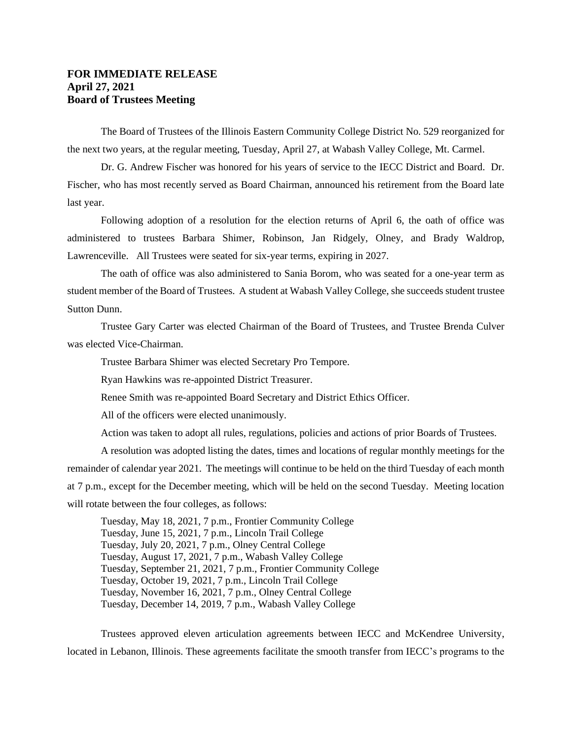**FOR IMMEDIATE RELEASE**
**April 27, 2021**
**Board of Trustees Meeting**

The Board of Trustees of the Illinois Eastern Community College District No. 529 reorganized for the next two years, at the regular meeting, Tuesday, April 27, at Wabash Valley College, Mt. Carmel.

Dr. G. Andrew Fischer was honored for his years of service to the IECC District and Board. Dr. Fischer, who has most recently served as Board Chairman, announced his retirement from the Board late last year.

Following adoption of a resolution for the election returns of April 6, the oath of office was administered to trustees Barbara Shimer, Robinson, Jan Ridgely, Olney, and Brady Waldrop, Lawrenceville. All Trustees were seated for six-year terms, expiring in 2027.

The oath of office was also administered to Sania Borom, who was seated for a one-year term as student member of the Board of Trustees. A student at Wabash Valley College, she succeeds student trustee Sutton Dunn.

Trustee Gary Carter was elected Chairman of the Board of Trustees, and Trustee Brenda Culver was elected Vice-Chairman.

Trustee Barbara Shimer was elected Secretary Pro Tempore.

Ryan Hawkins was re-appointed District Treasurer.

Renee Smith was re-appointed Board Secretary and District Ethics Officer.

All of the officers were elected unanimously.

Action was taken to adopt all rules, regulations, policies and actions of prior Boards of Trustees.

A resolution was adopted listing the dates, times and locations of regular monthly meetings for the remainder of calendar year 2021. The meetings will continue to be held on the third Tuesday of each month at 7 p.m., except for the December meeting, which will be held on the second Tuesday. Meeting location will rotate between the four colleges, as follows:

Tuesday, May 18, 2021, 7 p.m., Frontier Community College
Tuesday, June 15, 2021, 7 p.m., Lincoln Trail College
Tuesday, July 20, 2021, 7 p.m., Olney Central College
Tuesday, August 17, 2021, 7 p.m., Wabash Valley College
Tuesday, September 21, 2021, 7 p.m., Frontier Community College
Tuesday, October 19, 2021, 7 p.m., Lincoln Trail College
Tuesday, November 16, 2021, 7 p.m., Olney Central College
Tuesday, December 14, 2019, 7 p.m., Wabash Valley College

Trustees approved eleven articulation agreements between IECC and McKendree University, located in Lebanon, Illinois. These agreements facilitate the smooth transfer from IECC's programs to the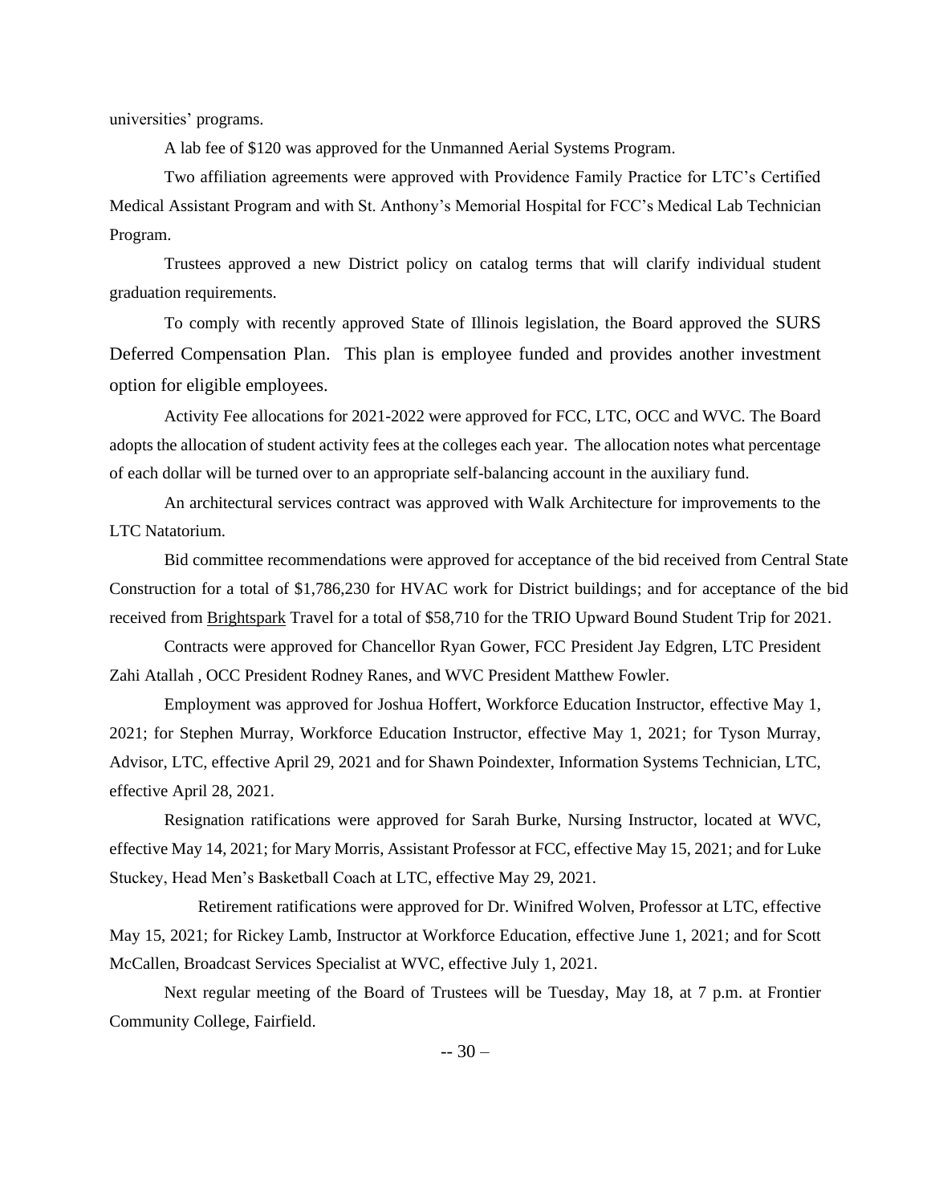universities' programs.

A lab fee of $120 was approved for the Unmanned Aerial Systems Program.

Two affiliation agreements were approved with Providence Family Practice for LTC's Certified Medical Assistant Program and with St. Anthony's Memorial Hospital for FCC's Medical Lab Technician Program.

Trustees approved a new District policy on catalog terms that will clarify individual student graduation requirements.

To comply with recently approved State of Illinois legislation, the Board approved the SURS Deferred Compensation Plan. This plan is employee funded and provides another investment option for eligible employees.

Activity Fee allocations for 2021-2022 were approved for FCC, LTC, OCC and WVC. The Board adopts the allocation of student activity fees at the colleges each year. The allocation notes what percentage of each dollar will be turned over to an appropriate self-balancing account in the auxiliary fund.

An architectural services contract was approved with Walk Architecture for improvements to the LTC Natatorium.

Bid committee recommendations were approved for acceptance of the bid received from Central State Construction for a total of $1,786,230 for HVAC work for District buildings; and for acceptance of the bid received from Brightspark Travel for a total of $58,710 for the TRIO Upward Bound Student Trip for 2021.

Contracts were approved for Chancellor Ryan Gower, FCC President Jay Edgren, LTC President Zahi Atallah , OCC President Rodney Ranes, and WVC President Matthew Fowler.

Employment was approved for Joshua Hoffert, Workforce Education Instructor, effective May 1, 2021; for Stephen Murray, Workforce Education Instructor, effective May 1, 2021; for Tyson Murray, Advisor, LTC, effective April 29, 2021 and for Shawn Poindexter, Information Systems Technician, LTC, effective April 28, 2021.

Resignation ratifications were approved for Sarah Burke, Nursing Instructor, located at WVC, effective May 14, 2021; for Mary Morris, Assistant Professor at FCC, effective May 15, 2021; and for Luke Stuckey, Head Men's Basketball Coach at LTC, effective May 29, 2021.

Retirement ratifications were approved for Dr. Winifred Wolven, Professor at LTC, effective May 15, 2021; for Rickey Lamb, Instructor at Workforce Education, effective June 1, 2021; and for Scott McCallen, Broadcast Services Specialist at WVC, effective July 1, 2021.

Next regular meeting of the Board of Trustees will be Tuesday, May 18, at 7 p.m. at Frontier Community College, Fairfield.

-- 30 –